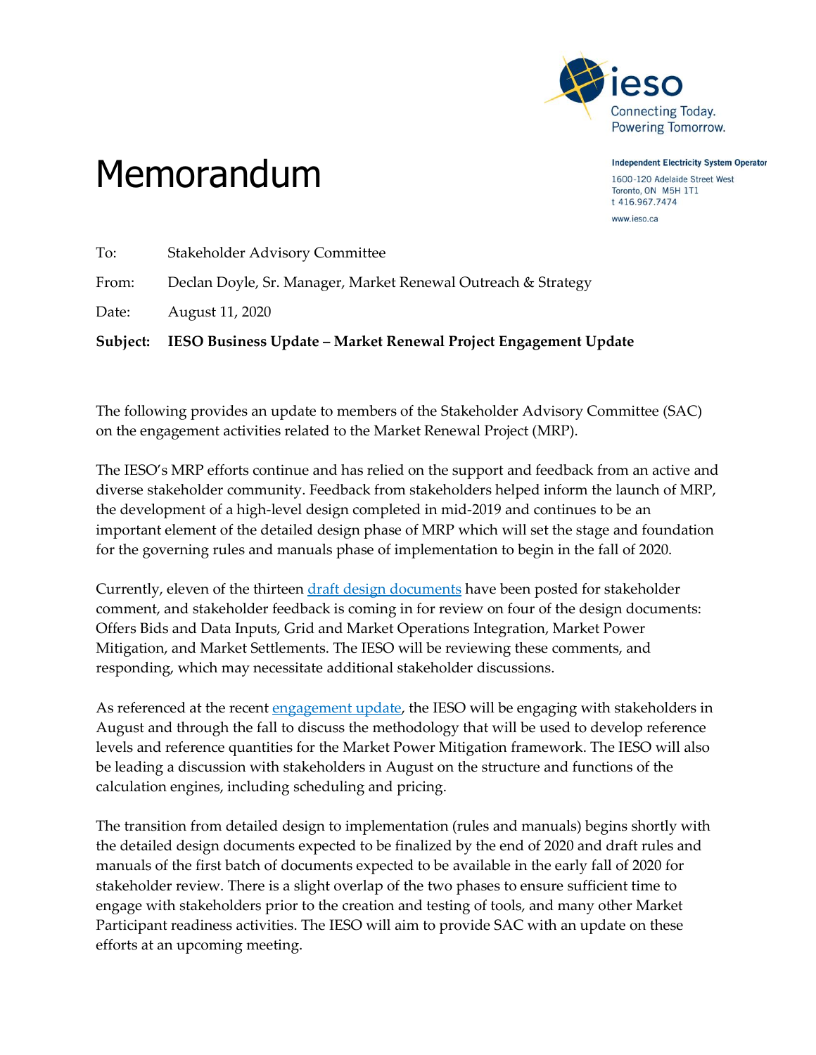# Memorandum

**Independent Electricity System Operator**

1600-120 Adelaide Street West
Toronto, ON M5H 1T1
t 416.967.7474

www.ieso.ca

To: Stakeholder Advisory Committee

From: Declan Doyle, Sr. Manager, Market Renewal Outreach & Strategy

Date: August 11, 2020

**Subject: IESO Business Update – Market Renewal Project Engagement Update**

The following provides an update to members of the Stakeholder Advisory Committee (SAC) on the engagement activities related to the Market Renewal Project (MRP).

The IESO's MRP efforts continue and has relied on the support and feedback from an active and diverse stakeholder community. Feedback from stakeholders helped inform the launch of MRP, the development of a high-level design completed in mid-2019 and continues to be an important element of the detailed design phase of MRP which will set the stage and foundation for the governing rules and manuals phase of implementation to begin in the fall of 2020.

Currently, eleven of the thirteen draft design documents have been posted for stakeholder comment, and stakeholder feedback is coming in for review on four of the design documents: Offers Bids and Data Inputs, Grid and Market Operations Integration, Market Power Mitigation, and Market Settlements. The IESO will be reviewing these comments, and responding, which may necessitate additional stakeholder discussions.

As referenced at the recent engagement update, the IESO will be engaging with stakeholders in August and through the fall to discuss the methodology that will be used to develop reference levels and reference quantities for the Market Power Mitigation framework. The IESO will also be leading a discussion with stakeholders in August on the structure and functions of the calculation engines, including scheduling and pricing.

The transition from detailed design to implementation (rules and manuals) begins shortly with the detailed design documents expected to be finalized by the end of 2020 and draft rules and manuals of the first batch of documents expected to be available in the early fall of 2020 for stakeholder review. There is a slight overlap of the two phases to ensure sufficient time to engage with stakeholders prior to the creation and testing of tools, and many other Market Participant readiness activities. The IESO will aim to provide SAC with an update on these efforts at an upcoming meeting.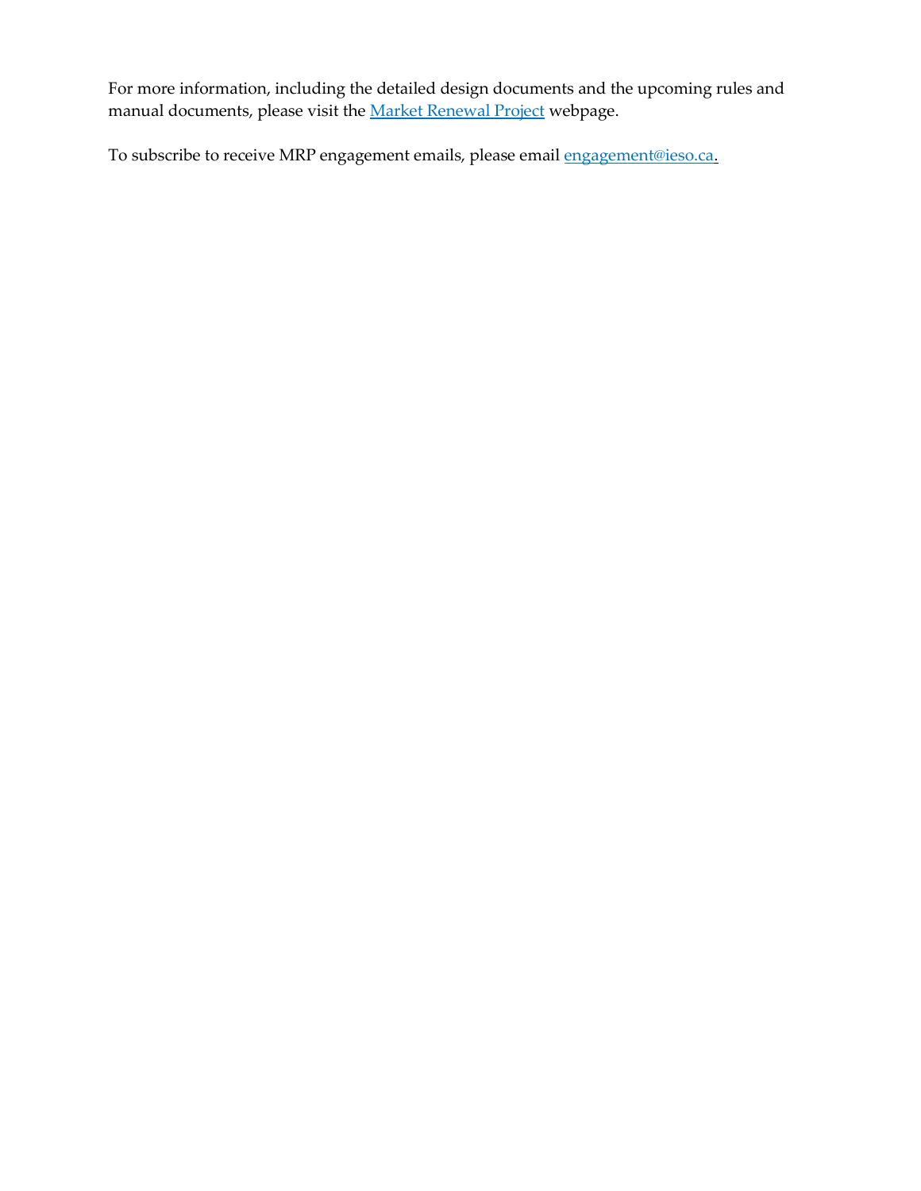For more information, including the detailed design documents and the upcoming rules and manual documents, please visit the [Market Renewal Project](#) webpage.

To subscribe to receive MRP engagement emails, please email [engagement@ieso.ca.](mailto:engagement@ieso.ca)